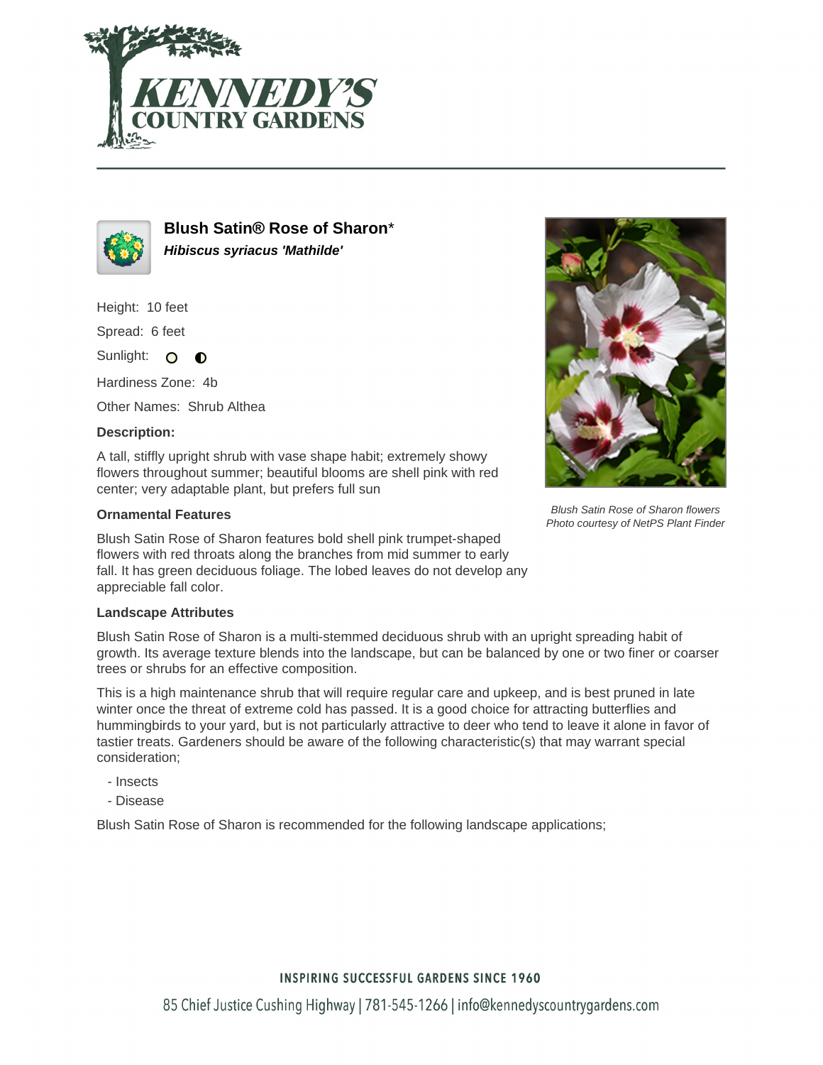# Blush Satin® Rose of Sharon*

***Hibiscus syriacus 'Mathilde'***

Height: 10 feet

Spread: 6 feet

Sunlight:

Hardiness Zone: 4b

Other Names: Shrub Althea

### Description:

A tall, stiffly upright shrub with vase shape habit; extremely showy flowers throughout summer; beautiful blooms are shell pink with red center; very adaptable plant, but prefers full sun

*Blush Satin Rose of Sharon flowers*
*Photo courtesy of NetPS Plant Finder*

### Ornamental Features

Blush Satin Rose of Sharon features bold shell pink trumpet-shaped flowers with red throats along the branches from mid summer to early fall. It has green deciduous foliage. The lobed leaves do not develop any appreciable fall color.

### Landscape Attributes

Blush Satin Rose of Sharon is a multi-stemmed deciduous shrub with an upright spreading habit of growth. Its average texture blends into the landscape, but can be balanced by one or two finer or coarser trees or shrubs for an effective composition.

This is a high maintenance shrub that will require regular care and upkeep, and is best pruned in late winter once the threat of extreme cold has passed. It is a good choice for attracting butterflies and hummingbirds to your yard, but is not particularly attractive to deer who tend to leave it alone in favor of tastier treats. Gardeners should be aware of the following characteristic(s) that may warrant special consideration;

- Insects
- Disease

Blush Satin Rose of Sharon is recommended for the following landscape applications;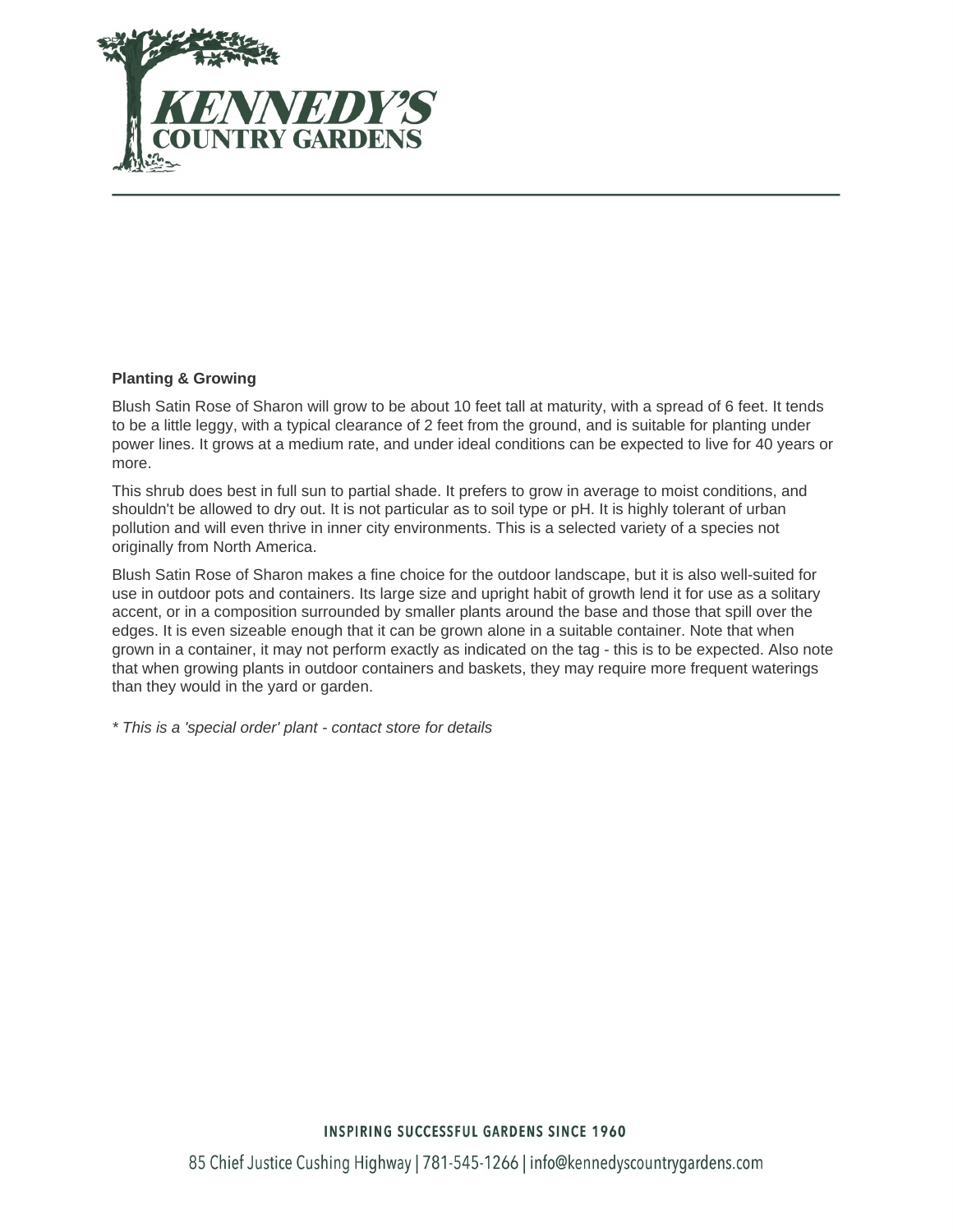### Planting & Growing

Blush Satin Rose of Sharon will grow to be about 10 feet tall at maturity, with a spread of 6 feet. It tends to be a little leggy, with a typical clearance of 2 feet from the ground, and is suitable for planting under power lines. It grows at a medium rate, and under ideal conditions can be expected to live for 40 years or more.

This shrub does best in full sun to partial shade. It prefers to grow in average to moist conditions, and shouldn't be allowed to dry out. It is not particular as to soil type or pH. It is highly tolerant of urban pollution and will even thrive in inner city environments. This is a selected variety of a species not originally from North America.

Blush Satin Rose of Sharon makes a fine choice for the outdoor landscape, but it is also well-suited for use in outdoor pots and containers. Its large size and upright habit of growth lend it for use as a solitary accent, or in a composition surrounded by smaller plants around the base and those that spill over the edges. It is even sizeable enough that it can be grown alone in a suitable container. Note that when grown in a container, it may not perform exactly as indicated on the tag - this is to be expected. Also note that when growing plants in outdoor containers and baskets, they may require more frequent waterings than they would in the yard or garden.

*\* This is a 'special order' plant - contact store for details*